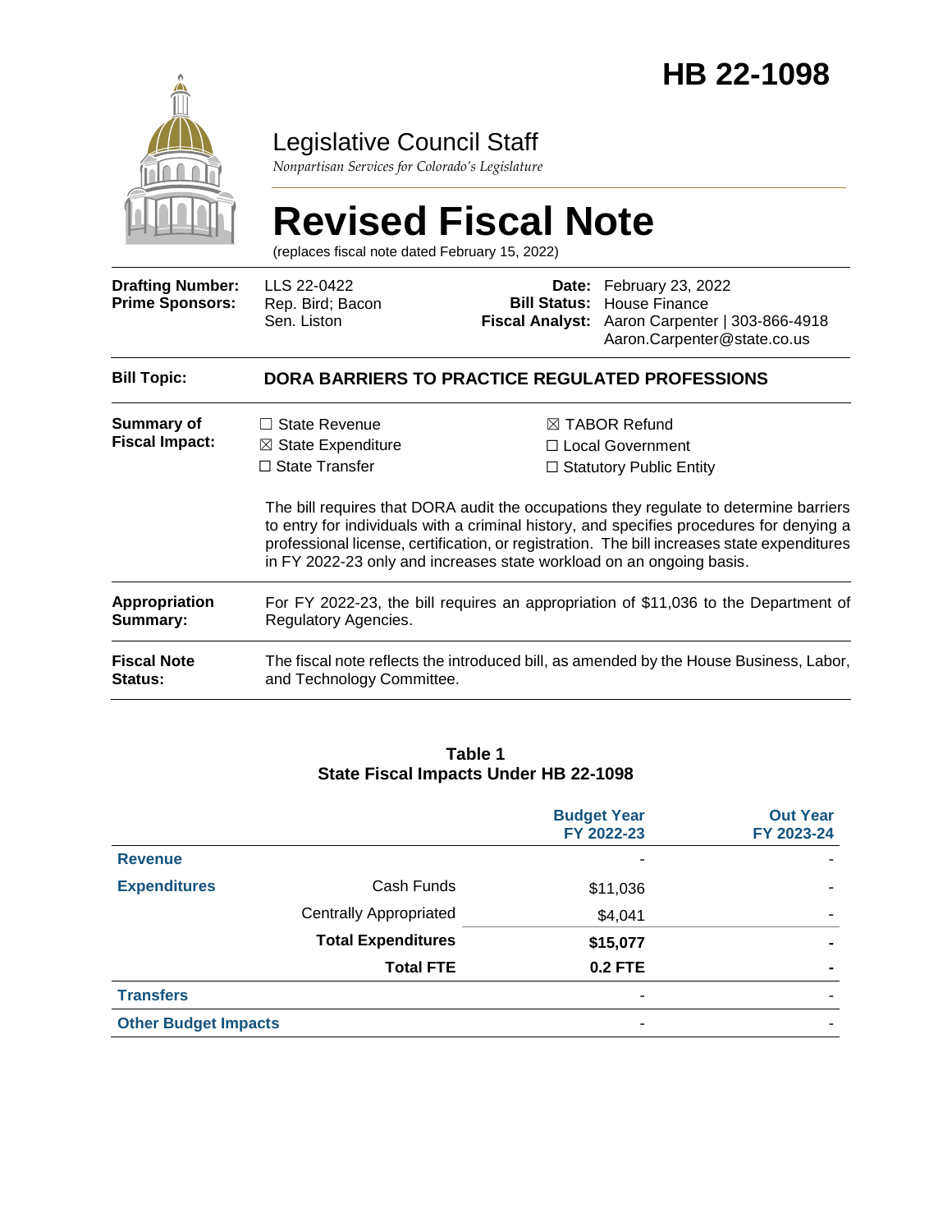# HB 22-1098

Legislative Council Staff

*Nonpartisan Services for Colorado's Legislature*

# Revised Fiscal Note

(replaces fiscal note dated February 15, 2022)

| | | | |
|---|---|---|---|
| **Drafting Number:** | LLS 22-0422 | **Date:** | February 23, 2022 |
| **Prime Sponsors:** | Rep. Bird; Bacon<br>Sen. Liston | **Bill Status:** | House Finance |
| | | **Fiscal Analyst:** | Aaron Carpenter \| 303-866-4918<br>Aaron.Carpenter@state.co.us |

**Bill Topic:** **DORA BARRIERS TO PRACTICE REGULATED PROFESSIONS**

**Summary of Fiscal Impact:**

☐ State Revenue
☒ State Expenditure
☐ State Transfer
☒ TABOR Refund
☐ Local Government
☐ Statutory Public Entity

The bill requires that DORA audit the occupations they regulate to determine barriers to entry for individuals with a criminal history, and specifies procedures for denying a professional license, certification, or registration. The bill increases state expenditures in FY 2022-23 only and increases state workload on an ongoing basis.

**Appropriation Summary:** For FY 2022-23, the bill requires an appropriation of $11,036 to the Department of Regulatory Agencies.

**Fiscal Note Status:** The fiscal note reflects the introduced bill, as amended by the House Business, Labor, and Technology Committee.

**Table 1**
**State Fiscal Impacts Under HB 22-1098**

| | | Budget Year FY 2022-23 | Out Year FY 2023-24 |
|---|---|---|---|
| **Revenue** | | - | - |
| **Expenditures** | Cash Funds | $11,036 | - |
| | Centrally Appropriated | $4,041 | - |
| | **Total Expenditures** | **$15,077** | **-** |
| | **Total FTE** | **0.2 FTE** | **-** |
| **Transfers** | | - | - |
| **Other Budget Impacts** | | - | - |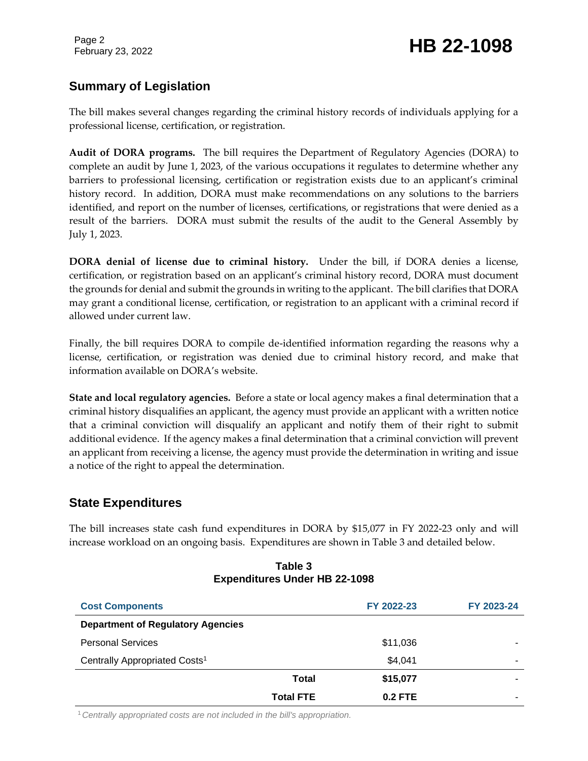## Summary of Legislation

The bill makes several changes regarding the criminal history records of individuals applying for a professional license, certification, or registration.

**Audit of DORA programs.** The bill requires the Department of Regulatory Agencies (DORA) to complete an audit by June 1, 2023, of the various occupations it regulates to determine whether any barriers to professional licensing, certification or registration exists due to an applicant's criminal history record. In addition, DORA must make recommendations on any solutions to the barriers identified, and report on the number of licenses, certifications, or registrations that were denied as a result of the barriers. DORA must submit the results of the audit to the General Assembly by July 1, 2023.

**DORA denial of license due to criminal history.** Under the bill, if DORA denies a license, certification, or registration based on an applicant's criminal history record, DORA must document the grounds for denial and submit the grounds in writing to the applicant. The bill clarifies that DORA may grant a conditional license, certification, or registration to an applicant with a criminal record if allowed under current law.

Finally, the bill requires DORA to compile de-identified information regarding the reasons why a license, certification, or registration was denied due to criminal history record, and make that information available on DORA's website.

**State and local regulatory agencies.** Before a state or local agency makes a final determination that a criminal history disqualifies an applicant, the agency must provide an applicant with a written notice that a criminal conviction will disqualify an applicant and notify them of their right to submit additional evidence. If the agency makes a final determination that a criminal conviction will prevent an applicant from receiving a license, the agency must provide the determination in writing and issue a notice of the right to appeal the determination.

## State Expenditures

The bill increases state cash fund expenditures in DORA by $15,077 in FY 2022-23 only and will increase workload on an ongoing basis. Expenditures are shown in Table 3 and detailed below.

**Table 3**
**Expenditures Under HB 22-1098**

| Cost Components | FY 2022-23 | FY 2023-24 |
|---|---|---|
| **Department of Regulatory Agencies** | | |
| Personal Services | $11,036 | - |
| Centrally Appropriated Costs[1] | $4,041 | - |
| **Total** | **$15,077** | - |
| **Total FTE** | **0.2 FTE** | - |

[1] *Centrally appropriated costs are not included in the bill's appropriation.*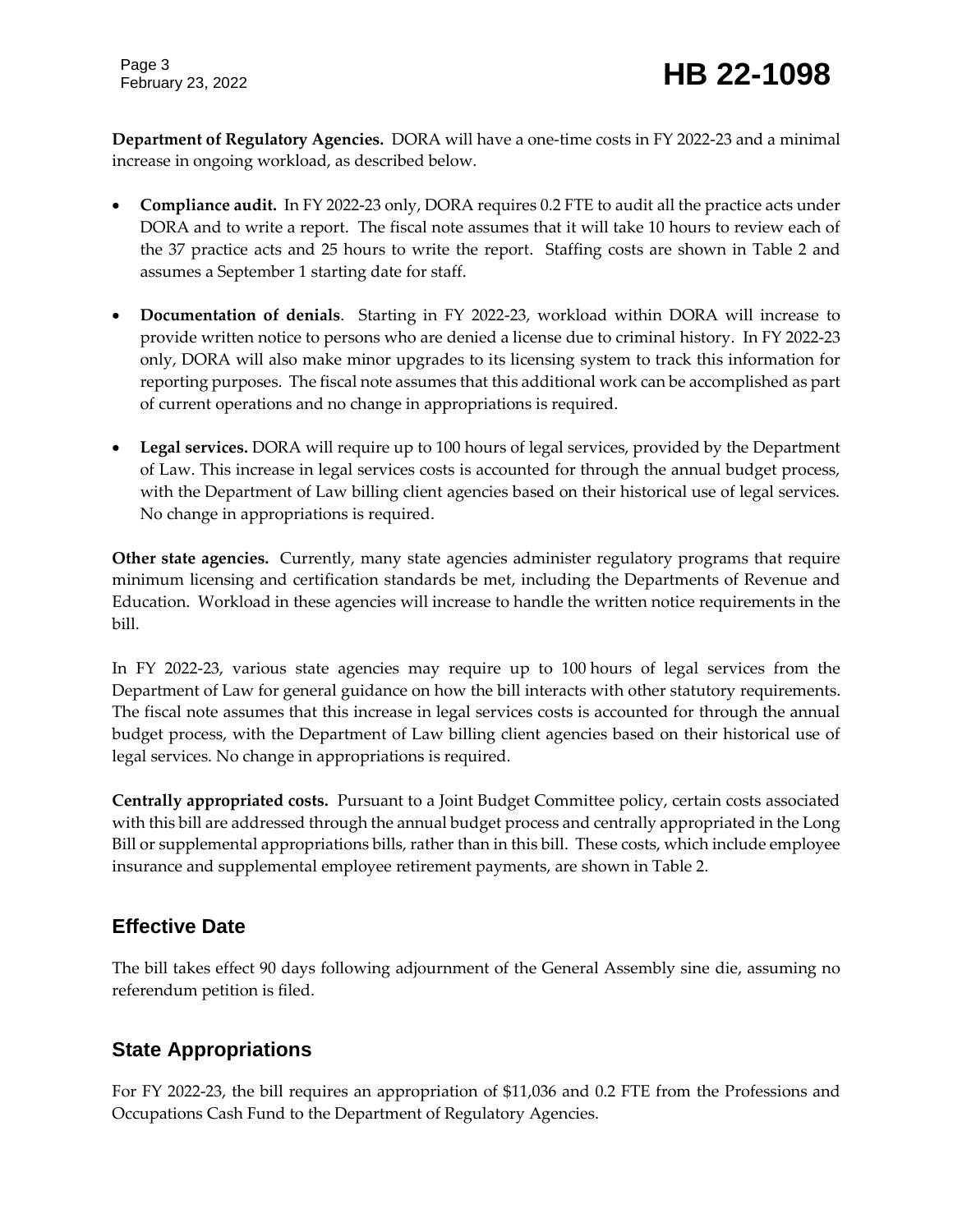**Department of Regulatory Agencies.** DORA will have a one-time costs in FY 2022-23 and a minimal increase in ongoing workload, as described below.

- **Compliance audit.** In FY 2022-23 only, DORA requires 0.2 FTE to audit all the practice acts under DORA and to write a report. The fiscal note assumes that it will take 10 hours to review each of the 37 practice acts and 25 hours to write the report. Staffing costs are shown in Table 2 and assumes a September 1 starting date for staff.

- **Documentation of denials**. Starting in FY 2022-23, workload within DORA will increase to provide written notice to persons who are denied a license due to criminal history. In FY 2022-23 only, DORA will also make minor upgrades to its licensing system to track this information for reporting purposes. The fiscal note assumes that this additional work can be accomplished as part of current operations and no change in appropriations is required.

- **Legal services.** DORA will require up to 100 hours of legal services, provided by the Department of Law. This increase in legal services costs is accounted for through the annual budget process, with the Department of Law billing client agencies based on their historical use of legal services. No change in appropriations is required.

**Other state agencies.** Currently, many state agencies administer regulatory programs that require minimum licensing and certification standards be met, including the Departments of Revenue and Education. Workload in these agencies will increase to handle the written notice requirements in the bill.

In FY 2022-23, various state agencies may require up to 100 hours of legal services from the Department of Law for general guidance on how the bill interacts with other statutory requirements. The fiscal note assumes that this increase in legal services costs is accounted for through the annual budget process, with the Department of Law billing client agencies based on their historical use of legal services. No change in appropriations is required.

**Centrally appropriated costs.** Pursuant to a Joint Budget Committee policy, certain costs associated with this bill are addressed through the annual budget process and centrally appropriated in the Long Bill or supplemental appropriations bills, rather than in this bill. These costs, which include employee insurance and supplemental employee retirement payments, are shown in Table 2.

## Effective Date

The bill takes effect 90 days following adjournment of the General Assembly sine die, assuming no referendum petition is filed.

## State Appropriations

For FY 2022-23, the bill requires an appropriation of $11,036 and 0.2 FTE from the Professions and Occupations Cash Fund to the Department of Regulatory Agencies.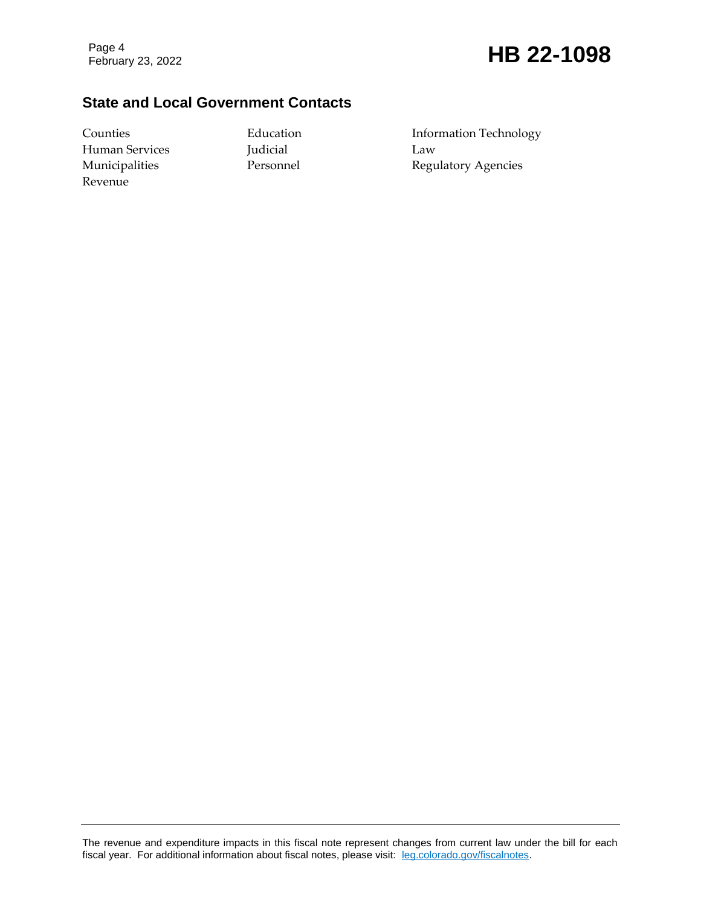## State and Local Government Contacts

| | | |
|---|---|---|
| Counties | Education | Information Technology |
| Human Services | Judicial | Law |
| Municipalities | Personnel | Regulatory Agencies |
| Revenue | | |

The revenue and expenditure impacts in this fiscal note represent changes from current law under the bill for each fiscal year. For additional information about fiscal notes, please visit: leg.colorado.gov/fiscalnotes.